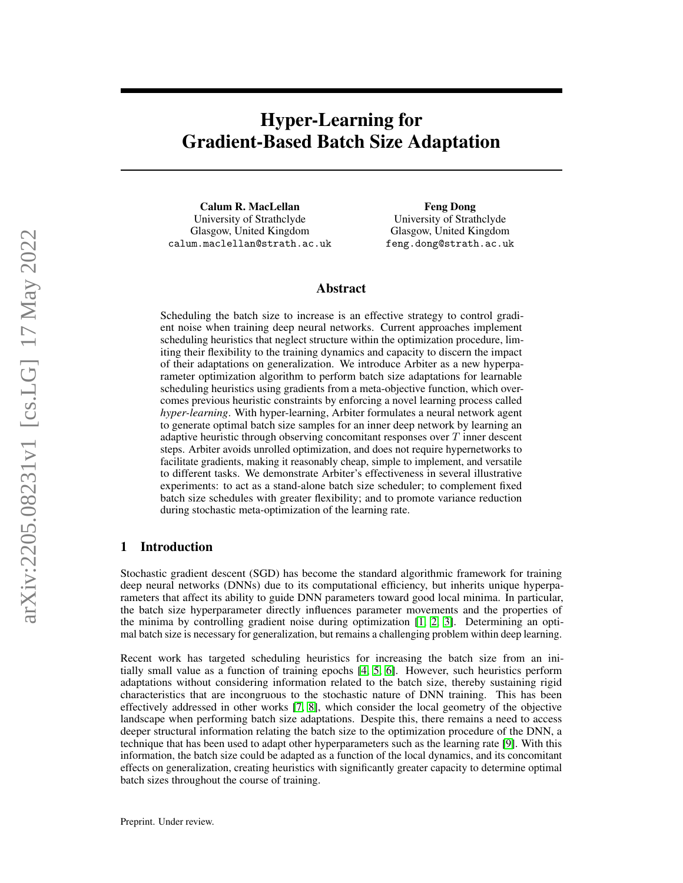# Hyper-Learning for Gradient-Based Batch Size Adaptation

**Calum R. MacLellan**
University of Strathclyde
Glasgow, United Kingdom
calum.maclellan@strath.ac.uk

**Feng Dong**
University of Strathclyde
Glasgow, United Kingdom
feng.dong@strath.ac.uk

## Abstract

Scheduling the batch size to increase is an effective strategy to control gradient noise when training deep neural networks. Current approaches implement scheduling heuristics that neglect structure within the optimization procedure, limiting their flexibility to the training dynamics and capacity to discern the impact of their adaptations on generalization. We introduce Arbiter as a new hyperparameter optimization algorithm to perform batch size adaptations for learnable scheduling heuristics using gradients from a meta-objective function, which overcomes previous heuristic constraints by enforcing a novel learning process called *hyper-learning*. With hyper-learning, Arbiter formulates a neural network agent to generate optimal batch size samples for an inner deep network by learning an adaptive heuristic through observing concomitant responses over $T$ inner descent steps. Arbiter avoids unrolled optimization, and does not require hypernetworks to facilitate gradients, making it reasonably cheap, simple to implement, and versatile to different tasks. We demonstrate Arbiter's effectiveness in several illustrative experiments: to act as a stand-alone batch size scheduler; to complement fixed batch size schedules with greater flexibility; and to promote variance reduction during stochastic meta-optimization of the learning rate.

## 1 Introduction

Stochastic gradient descent (SGD) has become the standard algorithmic framework for training deep neural networks (DNNs) due to its computational efficiency, but inherits unique hyperparameters that affect its ability to guide DNN parameters toward good local minima. In particular, the batch size hyperparameter directly influences parameter movements and the properties of the minima by controlling gradient noise during optimization [1, 2, 3]. Determining an optimal batch size is necessary for generalization, but remains a challenging problem within deep learning.

Recent work has targeted scheduling heuristics for increasing the batch size from an initially small value as a function of training epochs [4, 5, 6]. However, such heuristics perform adaptations without considering information related to the batch size, thereby sustaining rigid characteristics that are incongruous to the stochastic nature of DNN training. This has been effectively addressed in other works [7, 8], which consider the local geometry of the objective landscape when performing batch size adaptations. Despite this, there remains a need to access deeper structural information relating the batch size to the optimization procedure of the DNN, a technique that has been used to adapt other hyperparameters such as the learning rate [9]. With this information, the batch size could be adapted as a function of the local dynamics, and its concomitant effects on generalization, creating heuristics with significantly greater capacity to determine optimal batch sizes throughout the course of training.

Preprint. Under review.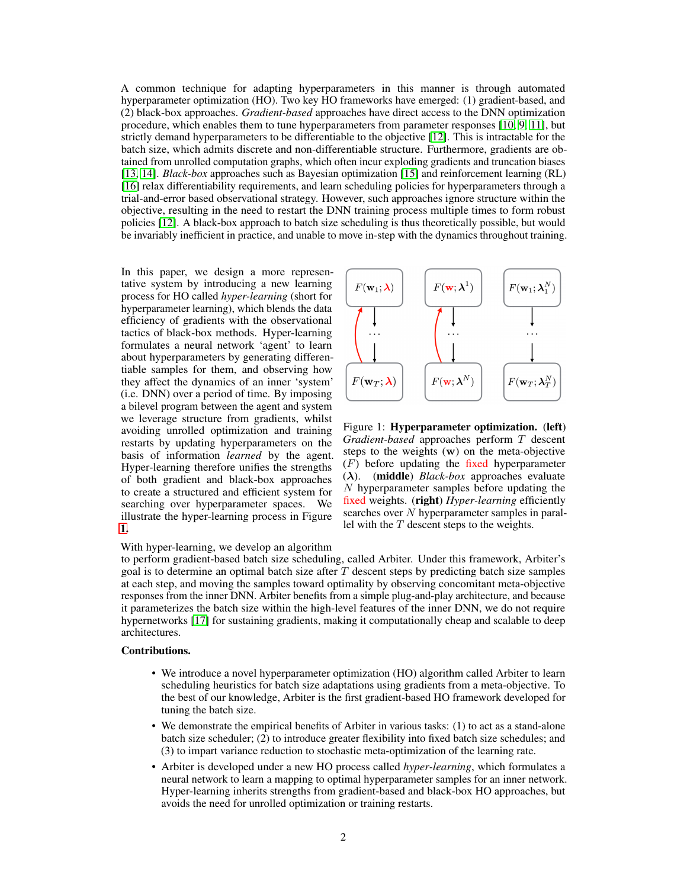A common technique for adapting hyperparameters in this manner is through automated hyperparameter optimization (HO). Two key HO frameworks have emerged: (1) gradient-based, and (2) black-box approaches. *Gradient-based* approaches have direct access to the DNN optimization procedure, which enables them to tune hyperparameters from parameter responses [10, 9, 11], but strictly demand hyperparameters to be differentiable to the objective [12]. This is intractable for the batch size, which admits discrete and non-differentiable structure. Furthermore, gradients are obtained from unrolled computation graphs, which often incur exploding gradients and truncation biases [13, 14]. *Black-box* approaches such as Bayesian optimization [15] and reinforcement learning (RL) [16] relax differentiability requirements, and learn scheduling policies for hyperparameters through a trial-and-error based observational strategy. However, such approaches ignore structure within the objective, resulting in the need to restart the DNN training process multiple times to form robust policies [12]. A black-box approach to batch size scheduling is thus theoretically possible, but would be invariably inefficient in practice, and unable to move in-step with the dynamics throughout training.

In this paper, we design a more representative system by introducing a new learning process for HO called *hyper-learning* (short for hyperparameter learning), which blends the data efficiency of gradients with the observational tactics of black-box methods. Hyper-learning formulates a neural network 'agent' to learn about hyperparameters by generating differentiable samples for them, and observing how they affect the dynamics of an inner 'system' (i.e. DNN) over a period of time. By imposing a bilevel program between the agent and system whilst we leverage structure from gradients, avoiding unrolled optimization and training restarts by updating hyperparameters on the basis of information *learned* by the agent. Hyper-learning therefore unifies the strengths of both gradient and black-box approaches to create a structured and efficient system for searching over hyperparameter spaces. We illustrate the hyper-learning process in Figure 1.

| $F(\mathbf{w}_1; \boldsymbol{\lambda})$ | $F(\mathbf{w}; \boldsymbol{\lambda}^1)$ | $F(\mathbf{w}_1; \boldsymbol{\lambda}_1^N)$ |
|---|---|---|
| $\cdots$ | $\cdots$ | $\cdots$ |
| $F(\mathbf{w}_T; \boldsymbol{\lambda})$ | $F(\mathbf{w}; \boldsymbol{\lambda}^N)$ | $F(\mathbf{w}_T; \boldsymbol{\lambda}_T^N)$ |

Figure 1: **Hyperparameter optimization. (left)** *Gradient-based* approaches perform $T$ descent steps to the weights ($\mathbf{w}$) on the meta-objective ($F$) before updating the fixed hyperparameter ($\boldsymbol{\lambda}$). **(middle)** *Black-box* approaches evaluate $N$ hyperparameter samples before updating the fixed weights. **(right)** *Hyper-learning* efficiently searches over $N$ hyperparameter samples in parallel with the $T$ descent steps to the weights.

With hyper-learning, we develop an algorithm to perform gradient-based batch size scheduling, called Arbiter. Under this framework, Arbiter's goal is to determine an optimal batch size after $T$ descent steps by predicting batch size samples at each step, and moving the samples toward optimality by observing concomitant meta-objective responses from the inner DNN. Arbiter benefits from a simple plug-and-play architecture, and because it parameterizes the batch size within the high-level features of the inner DNN, we do not require hypernetworks [17] for sustaining gradients, making it computationally cheap and scalable to deep architectures.

**Contributions.**

- We introduce a novel hyperparameter optimization (HO) algorithm called Arbiter to learn scheduling heuristics for batch size adaptations using gradients from a meta-objective. To the best of our knowledge, Arbiter is the first gradient-based HO framework developed for tuning the batch size.
- We demonstrate the empirical benefits of Arbiter in various tasks: (1) to act as a stand-alone batch size scheduler; (2) to introduce greater flexibility into fixed batch size schedules; and (3) to impart variance reduction to stochastic meta-optimization of the learning rate.
- Arbiter is developed under a new HO process called *hyper-learning*, which formulates a neural network to learn a mapping to optimal hyperparameter samples for an inner network. Hyper-learning inherits strengths from gradient-based and black-box HO approaches, but avoids the need for unrolled optimization or training restarts.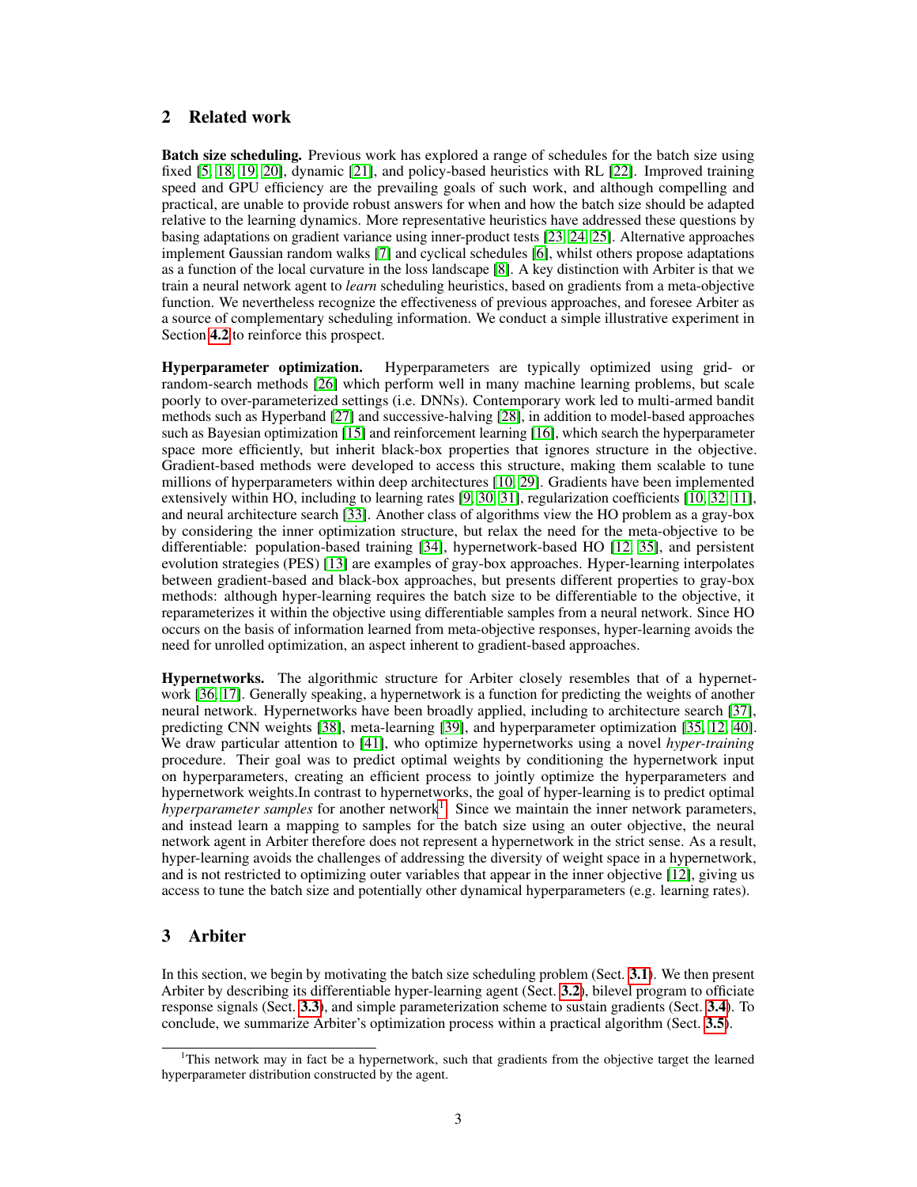## 2 Related work

**Batch size scheduling.** Previous work has explored a range of schedules for the batch size using fixed [5, 18, 19, 20], dynamic [21], and policy-based heuristics with RL [22]. Improved training speed and GPU efficiency are the prevailing goals of such work, and although compelling and practical, are unable to provide robust answers for when and how the batch size should be adapted relative to the learning dynamics. More representative heuristics have addressed these questions by basing adaptations on gradient variance using inner-product tests [23, 24, 25]. Alternative approaches implement Gaussian random walks [7] and cyclical schedules [6], whilst others propose adaptations as a function of the local curvature in the loss landscape [8]. A key distinction with Arbiter is that we train a neural network agent to *learn* scheduling heuristics, based on gradients from a meta-objective function. We nevertheless recognize the effectiveness of previous approaches, and foresee Arbiter as a source of complementary scheduling information. We conduct a simple illustrative experiment in Section **4.2** to reinforce this prospect.

**Hyperparameter optimization.** Hyperparameters are typically optimized using grid- or random-search methods [26] which perform well in many machine learning problems, but scale poorly to over-parameterized settings (i.e. DNNs). Contemporary work led to multi-armed bandit methods such as Hyperband [27] and successive-halving [28], in addition to model-based approaches such as Bayesian optimization [15] and reinforcement learning [16], which search the hyperparameter space more efficiently, but inherit black-box properties that ignores structure in the objective. Gradient-based methods were developed to access this structure, making them scalable to tune millions of hyperparameters within deep architectures [10, 29]. Gradients have been implemented extensively within HO, including to learning rates [9, 30, 31], regularization coefficients [10, 32, 11], and neural architecture search [33]. Another class of algorithms view the HO problem as a gray-box by considering the inner optimization structure, but relax the need for the meta-objective to be differentiable: population-based training [34], hypernetwork-based HO [12, 35], and persistent evolution strategies (PES) [13] are examples of gray-box approaches. Hyper-learning interpolates between gradient-based and black-box approaches, but presents different properties to gray-box methods: although hyper-learning requires the batch size to be differentiable to the objective, it reparameterizes it within the objective using differentiable samples from a neural network. Since HO occurs on the basis of information learned from meta-objective responses, hyper-learning avoids the need for unrolled optimization, an aspect inherent to gradient-based approaches.

**Hypernetworks.** The algorithmic structure for Arbiter closely resembles that of a hypernetwork [36, 17]. Generally speaking, a hypernetwork is a function for predicting the weights of another neural network. Hypernetworks have been broadly applied, including to architecture search [37], predicting CNN weights [38], meta-learning [39], and hyperparameter optimization [35, 12, 40]. We draw particular attention to [41], who optimize hypernetworks using a novel *hyper-training* procedure. Their goal was to predict optimal weights by conditioning the hypernetwork input on hyperparameters, creating an efficient process to jointly optimize the hyperparameters and hypernetwork weights.In contrast to hypernetworks, the goal of hyper-learning is to predict optimal *hyperparameter samples* for another network[1]. Since we maintain the inner network parameters, and instead learn a mapping to samples for the batch size using an outer objective, the neural network agent in Arbiter therefore does not represent a hypernetwork in the strict sense. As a result, hyper-learning avoids the challenges of addressing the diversity of weight space in a hypernetwork, and is not restricted to optimizing outer variables that appear in the inner objective [12], giving us access to tune the batch size and potentially other dynamical hyperparameters (e.g. learning rates).

## 3 Arbiter

In this section, we begin by motivating the batch size scheduling problem (Sect. **3.1**). We then present Arbiter by describing its differentiable hyper-learning agent (Sect. **3.2**), bilevel program to officiate response signals (Sect. **3.3**), and simple parameterization scheme to sustain gradients (Sect. **3.4**). To conclude, we summarize Arbiter's optimization process within a practical algorithm (Sect. **3.5**).

[1] This network may in fact be a hypernetwork, such that gradients from the objective target the learned hyperparameter distribution constructed by the agent.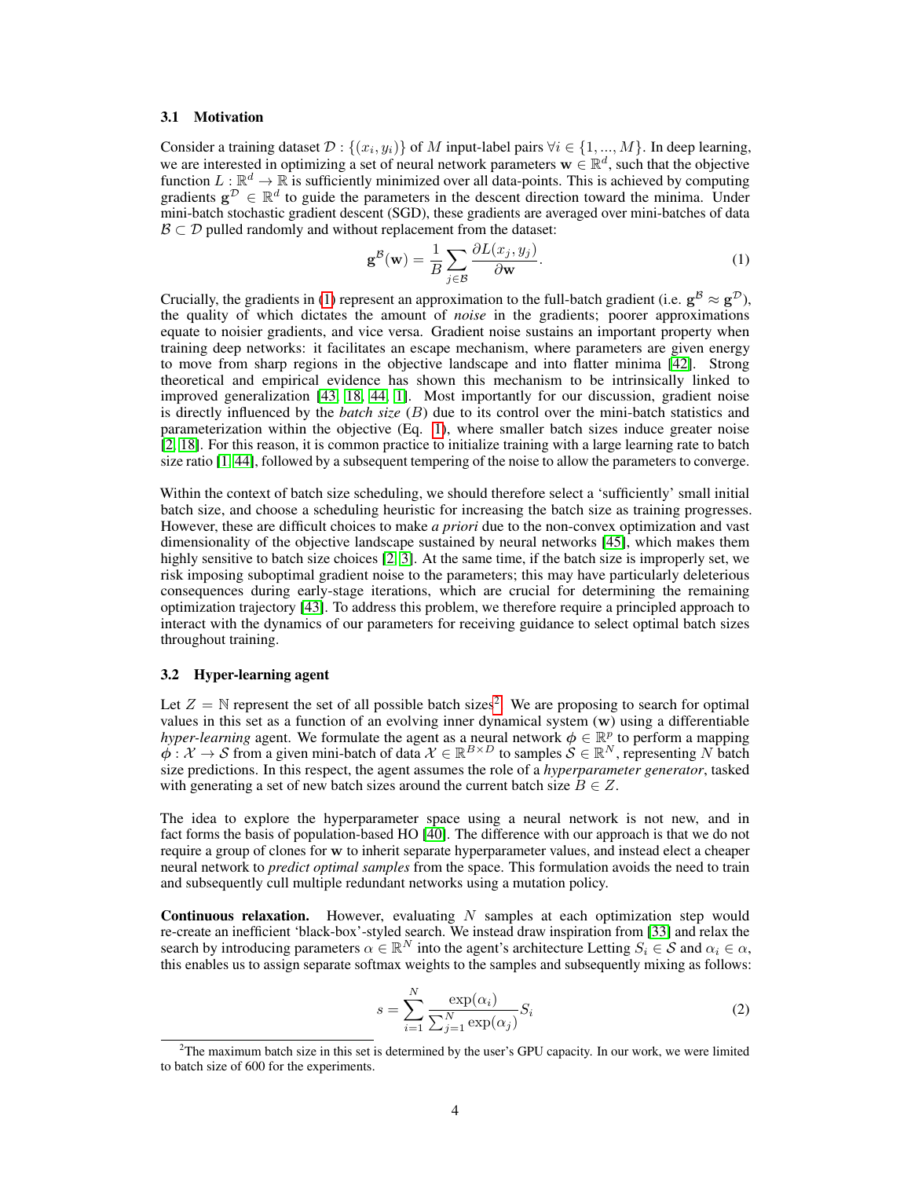### 3.1 Motivation

Consider a training dataset $\mathcal{D} : \{(x_i, y_i)\}$ of $M$ input-label pairs $\forall i \in \{1, ..., M\}$. In deep learning, we are interested in optimizing a set of neural network parameters $\mathbf{w} \in \mathbb{R}^d$, such that the objective function $L : \mathbb{R}^d \rightarrow \mathbb{R}$ is sufficiently minimized over all data-points. This is achieved by computing gradients $\mathbf{g}^{\mathcal{D}} \in \mathbb{R}^d$ to guide the parameters in the descent direction toward the minima. Under mini-batch stochastic gradient descent (SGD), these gradients are averaged over mini-batches of data $\mathcal{B} \subset \mathcal{D}$ pulled randomly and without replacement from the dataset:

$$\mathbf{g}^{\mathcal{B}}(\mathbf{w}) = \frac{1}{B} \sum_{j \in \mathcal{B}} \frac{\partial L(x_j, y_j)}{\partial \mathbf{w}}. \tag{1}$$

Crucially, the gradients in (1) represent an approximation to the full-batch gradient (i.e. $\mathbf{g}^{\mathcal{B}} \approx \mathbf{g}^{\mathcal{D}}$), the quality of which dictates the amount of *noise* in the gradients; poorer approximations equate to noisier gradients, and vice versa. Gradient noise sustains an important property when training deep networks: it facilitates an escape mechanism, where parameters are given energy to move from sharp regions in the objective landscape and into flatter minima [42]. Strong theoretical and empirical evidence has shown this mechanism to be intrinsically linked to improved generalization [43, 18, 44, 1]. Most importantly for our discussion, gradient noise is directly influenced by the *batch size* ($B$) due to its control over the mini-batch statistics and parameterization within the objective (Eq. 1), where smaller batch sizes induce greater noise [2, 18]. For this reason, it is common practice to initialize training with a large learning rate to batch size ratio [1, 44], followed by a subsequent tempering of the noise to allow the parameters to converge.

Within the context of batch size scheduling, we should therefore select a 'sufficiently' small initial batch size, and choose a scheduling heuristic for increasing the batch size as training progresses. However, these are difficult choices to make *a priori* due to the non-convex optimization and vast dimensionality of the objective landscape sustained by neural networks [45], which makes them highly sensitive to batch size choices [2, 3]. At the same time, if the batch size is improperly set, we risk imposing suboptimal gradient noise to the parameters; this may have particularly deleterious consequences during early-stage iterations, which are crucial for determining the remaining optimization trajectory [43]. To address this problem, we therefore require a principled approach to interact with the dynamics of our parameters for receiving guidance to select optimal batch sizes throughout training.

### 3.2 Hyper-learning agent

Let $Z = \mathbb{N}$ represent the set of all possible batch sizes[2]. We are proposing to search for optimal values in this set as a function of an evolving inner dynamical system ($\mathbf{w}$) using a differentiable *hyper-learning* agent. We formulate the agent as a neural network $\phi \in \mathbb{R}^p$ to perform a mapping $\phi : \mathcal{X} \rightarrow \mathcal{S}$ from a given mini-batch of data $\mathcal{X} \in \mathbb{R}^{B \times D}$ to samples $\mathcal{S} \in \mathbb{R}^N$, representing $N$ batch size predictions. In this respect, the agent assumes the role of a *hyperparameter generator*, tasked with generating a set of new batch sizes around the current batch size $B \in Z$.

The idea to explore the hyperparameter space using a neural network is not new, and in fact forms the basis of population-based HO [40]. The difference with our approach is that we do not require a group of clones for $\mathbf{w}$ to inherit separate hyperparameter values, and instead elect a cheaper neural network to *predict optimal samples* from the space. This formulation avoids the need to train and subsequently cull multiple redundant networks using a mutation policy.

**Continuous relaxation.** However, evaluating $N$ samples at each optimization step would re-create an inefficient 'black-box'-styled search. We instead draw inspiration from [33] and relax the search by introducing parameters $\alpha \in \mathbb{R}^N$ into the agent's architecture Letting $S_i \in \mathcal{S}$ and $\alpha_i \in \alpha$, this enables us to assign separate softmax weights to the samples and subsequently mixing as follows:

$$s = \sum_{i=1}^{N} \frac{\exp(\alpha_i)}{\sum_{j=1}^{N} \exp(\alpha_j)} S_i \tag{2}$$

[2] The maximum batch size in this set is determined by the user's GPU capacity. In our work, we were limited to batch size of 600 for the experiments.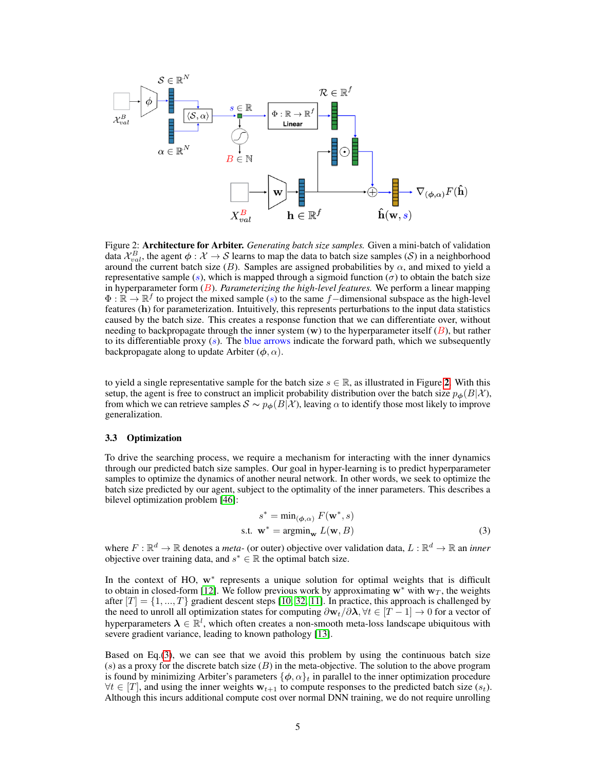Figure 2: **Architecture for Arbiter.** *Generating batch size samples.* Given a mini-batch of validation data $\mathcal{X}_{val}^{B}$, the agent $\boldsymbol{\phi} : \mathcal{X} \to \mathcal{S}$ learns to map the data to batch size samples ($\mathcal{S}$) in a neighborhood around the current batch size ($B$). Samples are assigned probabilities by $\alpha$, and mixed to yield a representative sample ($s$), which is mapped through a sigmoid function ($\sigma$) to obtain the batch size in hyperparameter form ($B$). *Parameterizing the high-level features.* We perform a linear mapping $\Phi : \mathbb{R} \to \mathbb{R}^f$ to project the mixed sample ($s$) to the same $f-$dimensional subspace as the high-level features ($\mathbf{h}$) for parameterization. Intuitively, this represents perturbations to the input data statistics caused by the batch size. This creates a response function that we can differentiate over, without needing to backpropagate through the inner system ($\mathbf{w}$) to the hyperparameter itself ($B$), but rather to its differentiable proxy ($s$). The blue arrows indicate the forward path, which we subsequently backpropagate along to update Arbiter ($\boldsymbol{\phi}, \alpha$).

to yield a single representative sample for the batch size $s \in \mathbb{R}$, as illustrated in Figure 2. With this setup, the agent is free to construct an implicit probability distribution over the batch size $p_{\boldsymbol{\phi}}(B|\mathcal{X})$, from which we can retrieve samples $\mathcal{S} \sim p_{\boldsymbol{\phi}}(B|\mathcal{X})$, leaving $\alpha$ to identify those most likely to improve generalization.

### 3.3 Optimization

To drive the searching process, we require a mechanism for interacting with the inner dynamics through our predicted batch size samples. Our goal in hyper-learning is to predict hyperparameter samples to optimize the dynamics of another neural network. In other words, we seek to optimize the batch size predicted by our agent, subject to the optimality of the inner parameters. This describes a bilevel optimization problem [46]:

$$
\begin{aligned}
s^* &= \min_{(\boldsymbol{\phi}, \alpha)} F(\mathbf{w}^*, s) \\
\text{s.t.} \;\; \mathbf{w}^* &= \operatorname{argmin}_{\mathbf{w}} L(\mathbf{w}, B)
\end{aligned}
\tag{3}
$$

where $F : \mathbb{R}^d \to \mathbb{R}$ denotes a *meta-* (or outer) objective over validation data, $L : \mathbb{R}^d \to \mathbb{R}$ an *inner* objective over training data, and $s^* \in \mathbb{R}$ the optimal batch size.

In the context of HO, $\mathbf{w}^*$ represents a unique solution for optimal weights that is difficult to obtain in closed-form [12]. We follow previous work by approximating $\mathbf{w}^*$ with $\mathbf{w}_T$, the weights after $[T] = \{1, ..., T\}$ gradient descent steps [10, 32, 11]. In practice, this approach is challenged by the need to unroll all optimization states for computing $\partial \mathbf{w}_t / \partial \boldsymbol{\lambda}, \forall t \in [T-1] \to 0$ for a vector of hyperparameters $\boldsymbol{\lambda} \in \mathbb{R}^l$, which often creates a non-smooth meta-loss landscape ubiquitous with severe gradient variance, leading to known pathology [13].

Based on Eq.(3), we can see that we avoid this problem by using the continuous batch size ($s$) as a proxy for the discrete batch size ($B$) in the meta-objective. The solution to the above program is found by minimizing Arbiter's parameters $\{\boldsymbol{\phi}, \alpha\}_t$ in parallel to the inner optimization procedure $\forall t \in [T]$, and using the inner weights $\mathbf{w}_{t+1}$ to compute responses to the predicted batch size ($s_t$). Although this incurs additional compute cost over normal DNN training, we do not require unrolling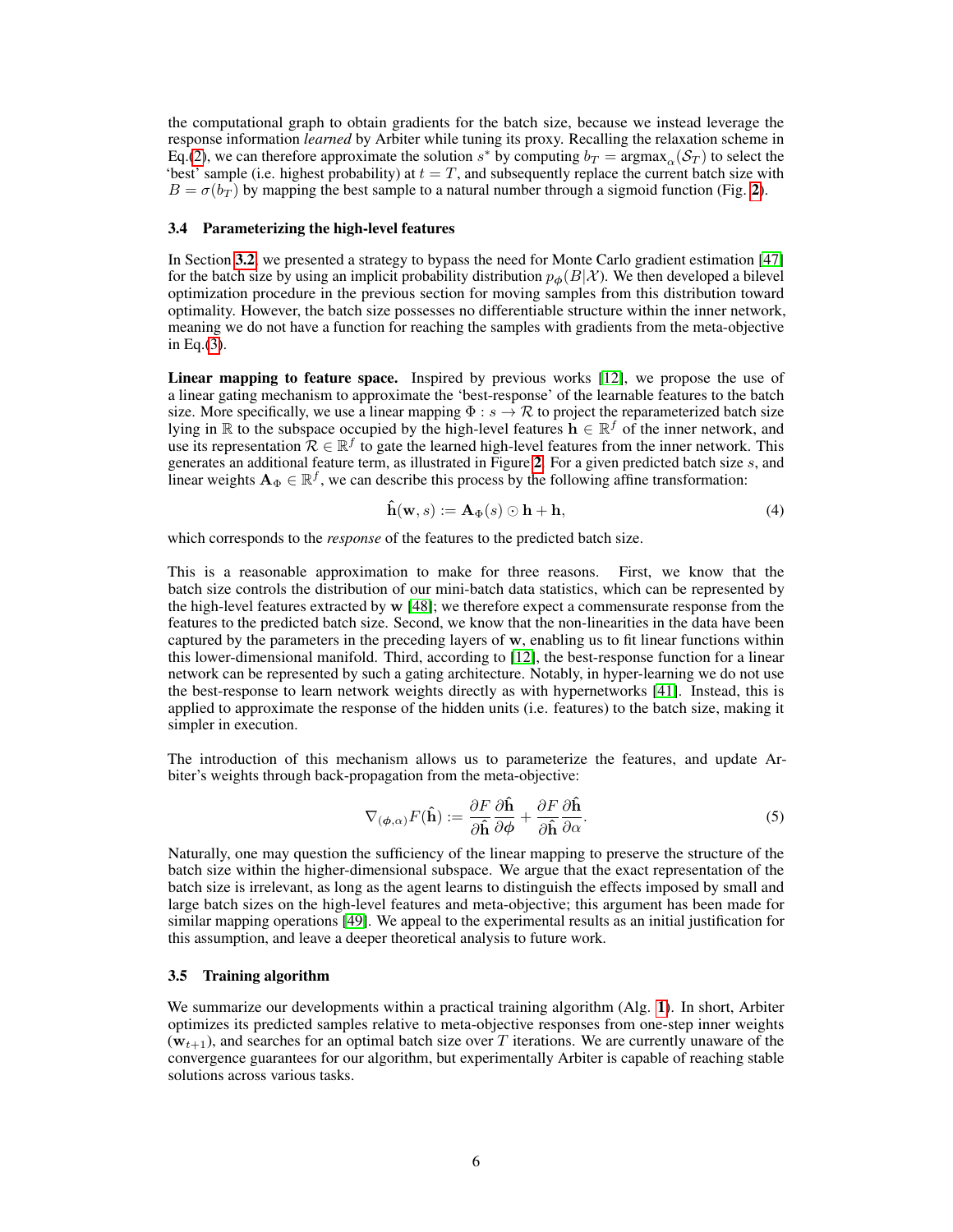the computational graph to obtain gradients for the batch size, because we instead leverage the response information *learned* by Arbiter while tuning its proxy. Recalling the relaxation scheme in Eq.(2), we can therefore approximate the solution $s^*$ by computing $b_T = \text{argmax}_\alpha(\mathcal{S}_T)$ to select the 'best' sample (i.e. highest probability) at $t = T$, and subsequently replace the current batch size with $B = \sigma(b_T)$ by mapping the best sample to a natural number through a sigmoid function (Fig. 2).

### 3.4 Parameterizing the high-level features

In Section 3.2, we presented a strategy to bypass the need for Monte Carlo gradient estimation [47] for the batch size by using an implicit probability distribution $p_\phi(B|\mathcal{X})$. We then developed a bilevel optimization procedure in the previous section for moving samples from this distribution toward optimality. However, the batch size possesses no differentiable structure within the inner network, meaning we do not have a function for reaching the samples with gradients from the meta-objective in Eq.(3).

**Linear mapping to feature space.** Inspired by previous works [12], we propose the use of a linear gating mechanism to approximate the 'best-response' of the learnable features to the batch size. More specifically, we use a linear mapping $\Phi : s \to \mathcal{R}$ to project the reparameterized batch size lying in $\mathbb{R}$ to the subspace occupied by the high-level features $\mathbf{h} \in \mathbb{R}^f$ of the inner network, and use its representation $\mathcal{R} \in \mathbb{R}^f$ to gate the learned high-level features from the inner network. This generates an additional feature term, as illustrated in Figure 2. For a given predicted batch size $s$, and linear weights $\mathbf{A}_\Phi \in \mathbb{R}^f$, we can describe this process by the following affine transformation:

$$\hat{\mathbf{h}}(\mathbf{w}, s) := \mathbf{A}_\Phi(s) \odot \mathbf{h} + \mathbf{h}, \tag{4}$$

which corresponds to the *response* of the features to the predicted batch size.

This is a reasonable approximation to make for three reasons. First, we know that the batch size controls the distribution of our mini-batch data statistics, which can be represented by the high-level features extracted by $\mathbf{w}$ [48]; we therefore expect a commensurate response from the features to the predicted batch size. Second, we know that the non-linearities in the data have been captured by the parameters in the preceding layers of $\mathbf{w}$, enabling us to fit linear functions within this lower-dimensional manifold. Third, according to [12], the best-response function for a linear network can be represented by such a gating architecture. Notably, in hyper-learning we do not use the best-response to learn network weights directly as with hypernetworks [41]. Instead, this is applied to approximate the response of the hidden units (i.e. features) to the batch size, making it simpler in execution.

The introduction of this mechanism allows us to parameterize the features, and update Arbiter's weights through back-propagation from the meta-objective:

$$\nabla_{(\phi,\alpha)} F(\hat{\mathbf{h}}) := \frac{\partial F}{\partial \hat{\mathbf{h}}} \frac{\partial \hat{\mathbf{h}}}{\partial \phi} + \frac{\partial F}{\partial \hat{\mathbf{h}}} \frac{\partial \hat{\mathbf{h}}}{\partial \alpha}. \tag{5}$$

Naturally, one may question the sufficiency of the linear mapping to preserve the structure of the batch size within the higher-dimensional subspace. We argue that the exact representation of the batch size is irrelevant, as long as the agent learns to distinguish the effects imposed by small and large batch sizes on the high-level features and meta-objective; this argument has been made for similar mapping operations [49]. We appeal to the experimental results as an initial justification for this assumption, and leave a deeper theoretical analysis to future work.

### 3.5 Training algorithm

We summarize our developments within a practical training algorithm (Alg. 1). In short, Arbiter optimizes its predicted samples relative to meta-objective responses from one-step inner weights ($\mathbf{w}_{t+1}$), and searches for an optimal batch size over $T$ iterations. We are currently unaware of the convergence guarantees for our algorithm, but experimentally Arbiter is capable of reaching stable solutions across various tasks.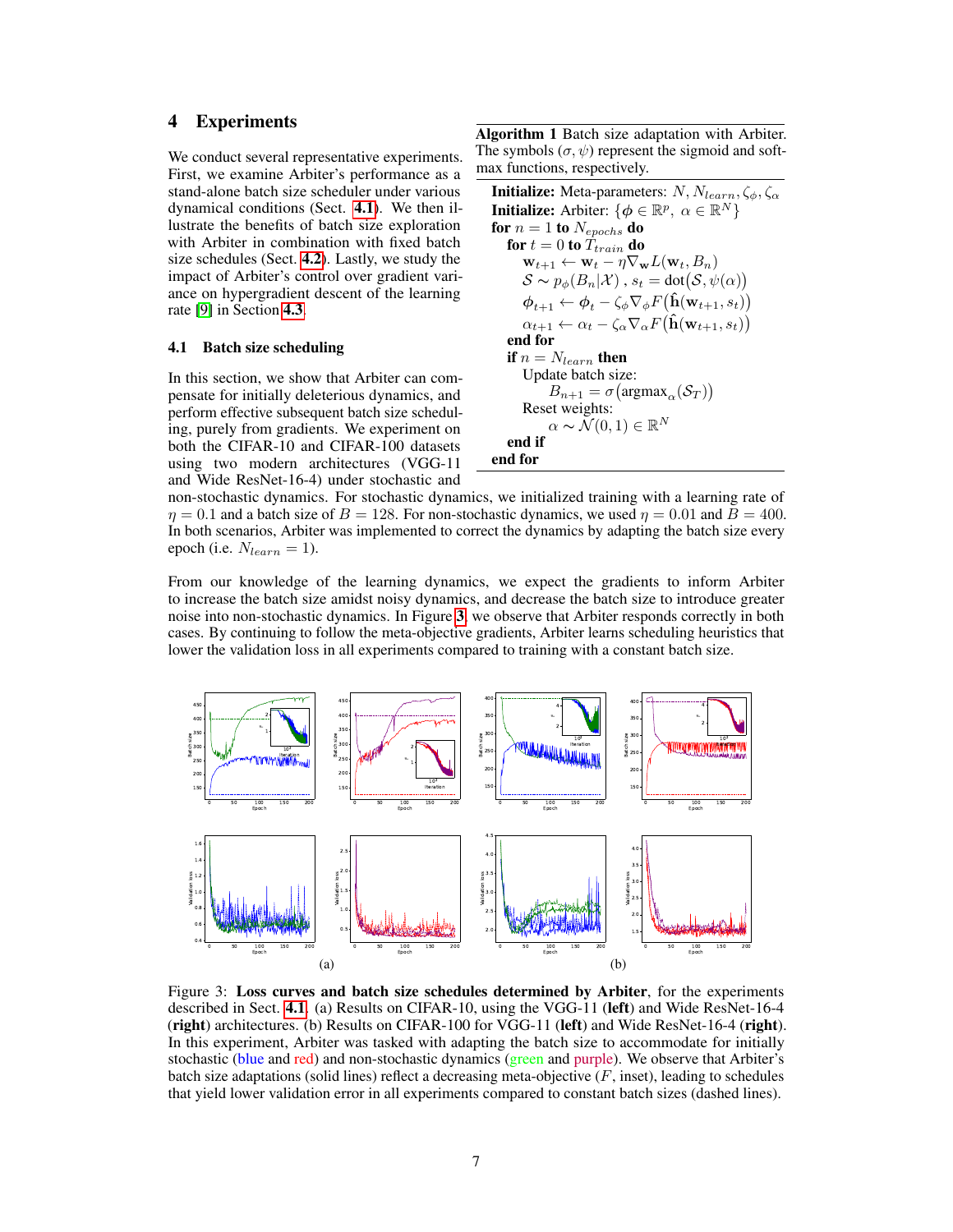# 4 Experiments

We conduct several representative experiments. First, we examine Arbiter's performance as a stand-alone batch size scheduler under various dynamical conditions (Sect. 4.1). We then illustrate the benefits of batch size exploration with Arbiter in combination with fixed batch size schedules (Sect. 4.2). Lastly, we study the impact of Arbiter's control over gradient variance on hypergradient descent of the learning rate [9] in Section 4.3.

**Algorithm 1** Batch size adaptation with Arbiter. The symbols $(\sigma, \psi)$ represent the sigmoid and softmax functions, respectively.

---

**Initialize:** Meta-parameters: $N, N_{learn}, \zeta_\phi, \zeta_\alpha$
**Initialize:** Arbiter: $\{\phi \in \mathbb{R}^p,\ \alpha \in \mathbb{R}^N\}$
**for** $n = 1$ **to** $N_{epochs}$ **do**
  **for** $t = 0$ **to** $T_{train}$ **do**
    $\mathbf{w}_{t+1} \leftarrow \mathbf{w}_t - \eta \nabla_{\mathbf{w}} L(\mathbf{w}_t, B_n)$
    $\mathcal{S} \sim p_\phi(B_n|\mathcal{X})$ , $s_t = \text{dot}(\mathcal{S}, \psi(\alpha))$
    $\phi_{t+1} \leftarrow \phi_t - \zeta_\phi \nabla_\phi F(\hat{\mathbf{h}}(\mathbf{w}_{t+1}, s_t))$
    $\alpha_{t+1} \leftarrow \alpha_t - \zeta_\alpha \nabla_\alpha F(\hat{\mathbf{h}}(\mathbf{w}_{t+1}, s_t))$
  **end for**
  **if** $n = N_{learn}$ **then**
    Update batch size:
      $B_{n+1} = \sigma(\text{argmax}_\alpha(\mathcal{S}_T))$
    Reset weights:
      $\alpha \sim \mathcal{N}(0, 1) \in \mathbb{R}^N$
  **end if**
**end for**

---

## 4.1 Batch size scheduling

In this section, we show that Arbiter can compensate for initially deleterious dynamics, and perform effective subsequent batch size scheduling, purely from gradients. We experiment on both the CIFAR-10 and CIFAR-100 datasets using two modern architectures (VGG-11 and Wide ResNet-16-4) under stochastic and non-stochastic dynamics. For stochastic dynamics, we initialized training with a learning rate of $\eta = 0.1$ and a batch size of $B = 128$. For non-stochastic dynamics, we used $\eta = 0.01$ and $B = 400$. In both scenarios, Arbiter was implemented to correct the dynamics by adapting the batch size every epoch (i.e. $N_{learn} = 1$).

From our knowledge of the learning dynamics, we expect the gradients to inform Arbiter to increase the batch size amidst noisy dynamics, and decrease the batch size to introduce greater noise into non-stochastic dynamics. In Figure 3, we observe that Arbiter responds correctly in both cases. By continuing to follow the meta-objective gradients, Arbiter learns scheduling heuristics that lower the validation loss in all experiments compared to training with a constant batch size.

Figure 3: **Loss curves and batch size schedules determined by Arbiter**, for the experiments described in Sect. 4.1. (a) Results on CIFAR-10, using the VGG-11 (**left**) and Wide ResNet-16-4 (**right**) architectures. (b) Results on CIFAR-100 for VGG-11 (**left**) and Wide ResNet-16-4 (**right**). In this experiment, Arbiter was tasked with adapting the batch size to accommodate for initially stochastic (blue and red) and non-stochastic dynamics (green and purple). We observe that Arbiter's batch size adaptations (solid lines) reflect a decreasing meta-objective ($F$, inset), leading to schedules that yield lower validation error in all experiments compared to constant batch sizes (dashed lines).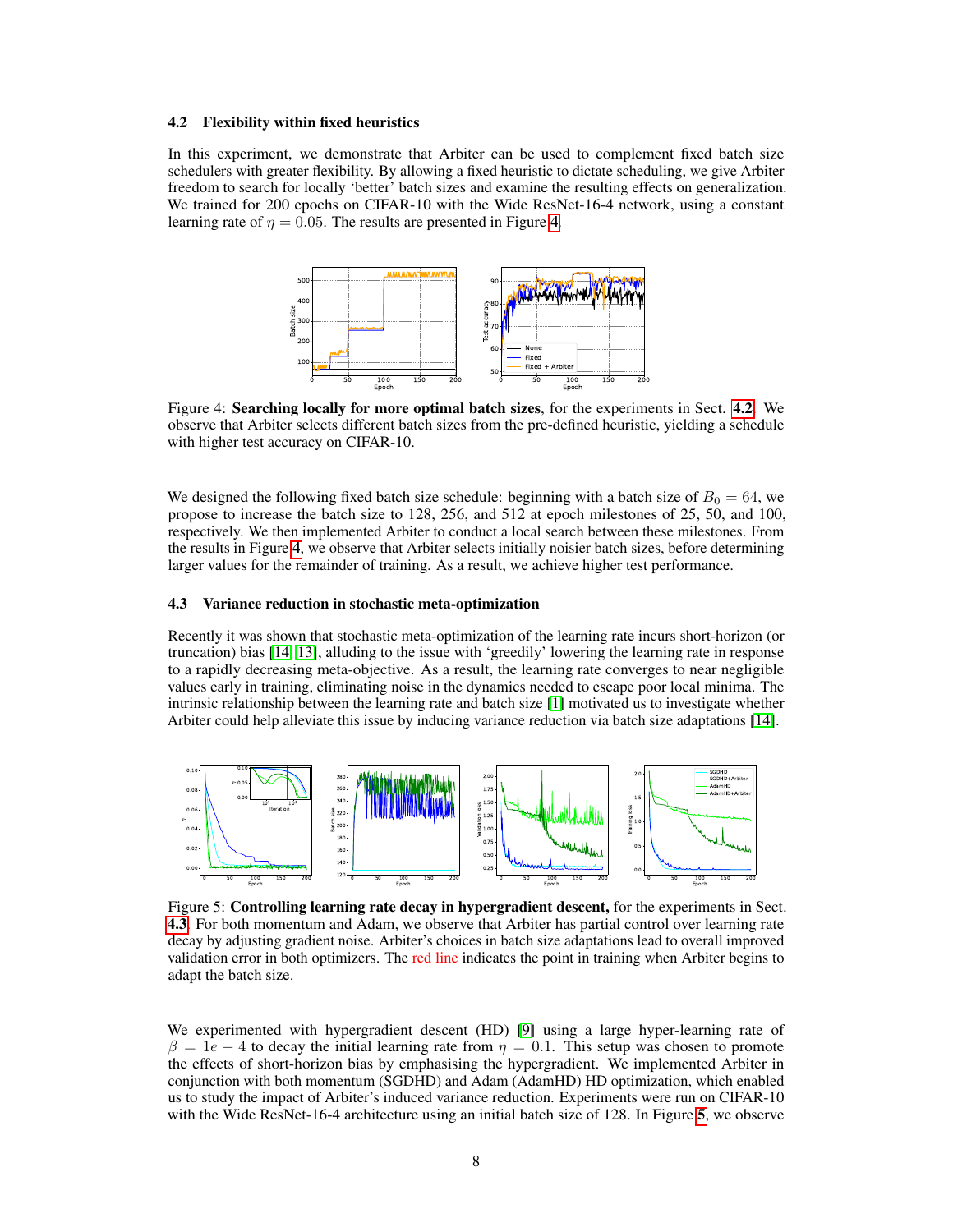### 4.2 Flexibility within fixed heuristics

In this experiment, we demonstrate that Arbiter can be used to complement fixed batch size schedulers with greater flexibility. By allowing a fixed heuristic to dictate scheduling, we give Arbiter freedom to search for locally 'better' batch sizes and examine the resulting effects on generalization. We trained for 200 epochs on CIFAR-10 with the Wide ResNet-16-4 network, using a constant learning rate of $\eta = 0.05$. The results are presented in Figure 4.

Figure 4: **Searching locally for more optimal batch sizes**, for the experiments in Sect. 4.2. We observe that Arbiter selects different batch sizes from the pre-defined heuristic, yielding a schedule with higher test accuracy on CIFAR-10.

We designed the following fixed batch size schedule: beginning with a batch size of $B_0 = 64$, we propose to increase the batch size to 128, 256, and 512 at epoch milestones of 25, 50, and 100, respectively. We then implemented Arbiter to conduct a local search between these milestones. From the results in Figure 4, we observe that Arbiter selects initially noisier batch sizes, before determining larger values for the remainder of training. As a result, we achieve higher test performance.

### 4.3 Variance reduction in stochastic meta-optimization

Recently it was shown that stochastic meta-optimization of the learning rate incurs short-horizon (or truncation) bias [14, 13], alluding to the issue with 'greedily' lowering the learning rate in response to a rapidly decreasing meta-objective. As a result, the learning rate converges to near negligible values early in training, eliminating noise in the dynamics needed to escape poor local minima. The intrinsic relationship between the learning rate and batch size [1] motivated us to investigate whether Arbiter could help alleviate this issue by inducing variance reduction via batch size adaptations [14].

Figure 5: **Controlling learning rate decay in hypergradient descent,** for the experiments in Sect. 4.3. For both momentum and Adam, we observe that Arbiter has partial control over learning rate decay by adjusting gradient noise. Arbiter's choices in batch size adaptations lead to overall improved validation error in both optimizers. The red line indicates the point in training when Arbiter begins to adapt the batch size.

We experimented with hypergradient descent (HD) [9] using a large hyper-learning rate of $\beta = 1e-4$ to decay the initial learning rate from $\eta = 0.1$. This setup was chosen to promote the effects of short-horizon bias by emphasising the hypergradient. We implemented Arbiter in conjunction with both momentum (SGDHD) and Adam (AdamHD) HD optimization, which enabled us to study the impact of Arbiter's induced variance reduction. Experiments were run on CIFAR-10 with the Wide ResNet-16-4 architecture using an initial batch size of 128. In Figure 5, we observe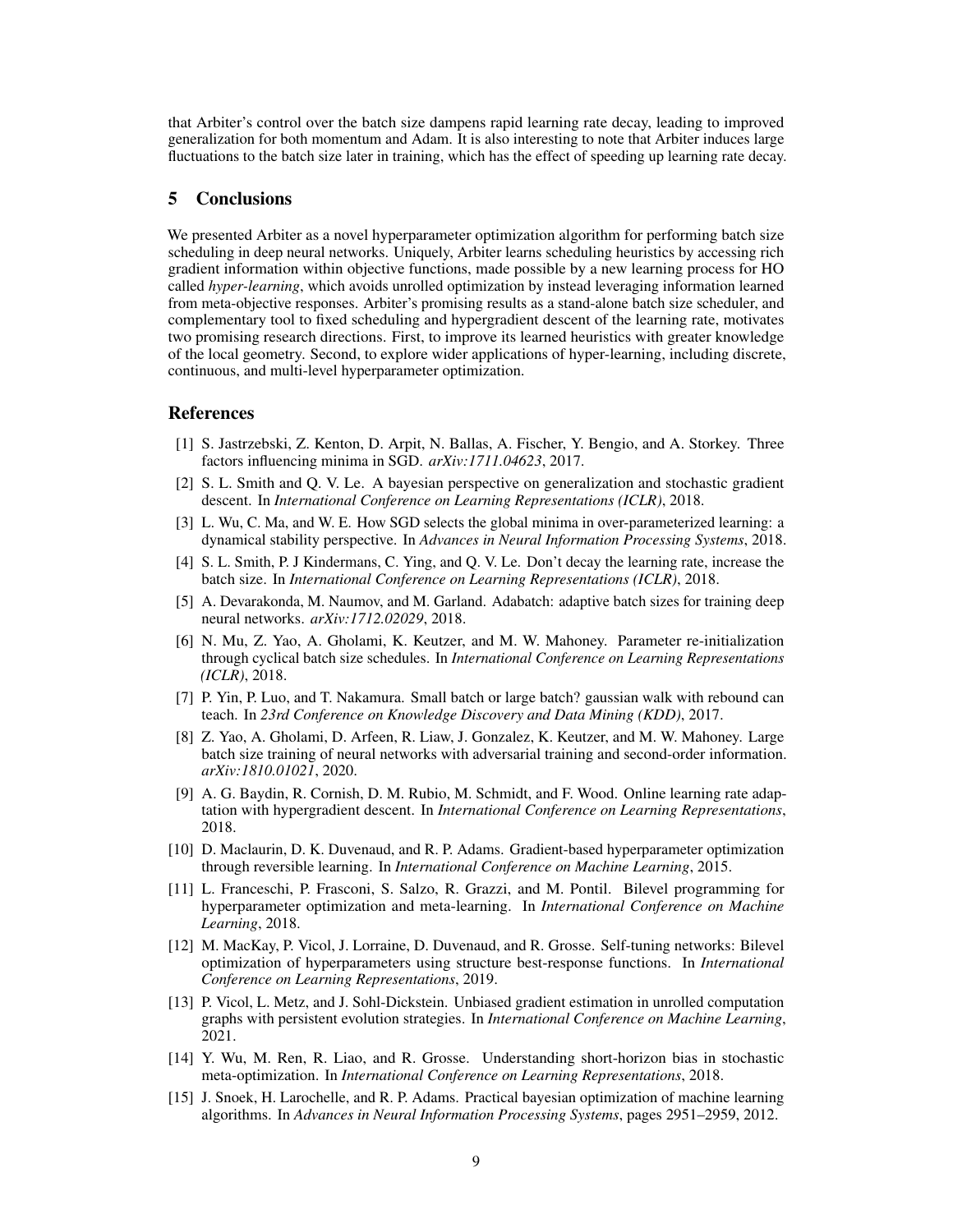that Arbiter's control over the batch size dampens rapid learning rate decay, leading to improved generalization for both momentum and Adam. It is also interesting to note that Arbiter induces large fluctuations to the batch size later in training, which has the effect of speeding up learning rate decay.

## 5 Conclusions

We presented Arbiter as a novel hyperparameter optimization algorithm for performing batch size scheduling in deep neural networks. Uniquely, Arbiter learns scheduling heuristics by accessing rich gradient information within objective functions, made possible by a new learning process for HO called *hyper-learning*, which avoids unrolled optimization by instead leveraging information learned from meta-objective responses. Arbiter's promising results as a stand-alone batch size scheduler, and complementary tool to fixed scheduling and hypergradient descent of the learning rate, motivates two promising research directions. First, to improve its learned heuristics with greater knowledge of the local geometry. Second, to explore wider applications of hyper-learning, including discrete, continuous, and multi-level hyperparameter optimization.

## References

[1] S. Jastrzebski, Z. Kenton, D. Arpit, N. Ballas, A. Fischer, Y. Bengio, and A. Storkey. Three factors influencing minima in SGD. *arXiv:1711.04623*, 2017.

[2] S. L. Smith and Q. V. Le. A bayesian perspective on generalization and stochastic gradient descent. In *International Conference on Learning Representations (ICLR)*, 2018.

[3] L. Wu, C. Ma, and W. E. How SGD selects the global minima in over-parameterized learning: a dynamical stability perspective. In *Advances in Neural Information Processing Systems*, 2018.

[4] S. L. Smith, P. J Kindermans, C. Ying, and Q. V. Le. Don't decay the learning rate, increase the batch size. In *International Conference on Learning Representations (ICLR)*, 2018.

[5] A. Devarakonda, M. Naumov, and M. Garland. Adabatch: adaptive batch sizes for training deep neural networks. *arXiv:1712.02029*, 2018.

[6] N. Mu, Z. Yao, A. Gholami, K. Keutzer, and M. W. Mahoney. Parameter re-initialization through cyclical batch size schedules. In *International Conference on Learning Representations (ICLR)*, 2018.

[7] P. Yin, P. Luo, and T. Nakamura. Small batch or large batch? gaussian walk with rebound can teach. In *23rd Conference on Knowledge Discovery and Data Mining (KDD)*, 2017.

[8] Z. Yao, A. Gholami, D. Arfeen, R. Liaw, J. Gonzalez, K. Keutzer, and M. W. Mahoney. Large batch size training of neural networks with adversarial training and second-order information. *arXiv:1810.01021*, 2020.

[9] A. G. Baydin, R. Cornish, D. M. Rubio, M. Schmidt, and F. Wood. Online learning rate adaptation with hypergradient descent. In *International Conference on Learning Representations*, 2018.

[10] D. Maclaurin, D. K. Duvenaud, and R. P. Adams. Gradient-based hyperparameter optimization through reversible learning. In *International Conference on Machine Learning*, 2015.

[11] L. Franceschi, P. Frasconi, S. Salzo, R. Grazzi, and M. Pontil. Bilevel programming for hyperparameter optimization and meta-learning. In *International Conference on Machine Learning*, 2018.

[12] M. MacKay, P. Vicol, J. Lorraine, D. Duvenaud, and R. Grosse. Self-tuning networks: Bilevel optimization of hyperparameters using structure best-response functions. In *International Conference on Learning Representations*, 2019.

[13] P. Vicol, L. Metz, and J. Sohl-Dickstein. Unbiased gradient estimation in unrolled computation graphs with persistent evolution strategies. In *International Conference on Machine Learning*, 2021.

[14] Y. Wu, M. Ren, R. Liao, and R. Grosse. Understanding short-horizon bias in stochastic meta-optimization. In *International Conference on Learning Representations*, 2018.

[15] J. Snoek, H. Larochelle, and R. P. Adams. Practical bayesian optimization of machine learning algorithms. In *Advances in Neural Information Processing Systems*, pages 2951–2959, 2012.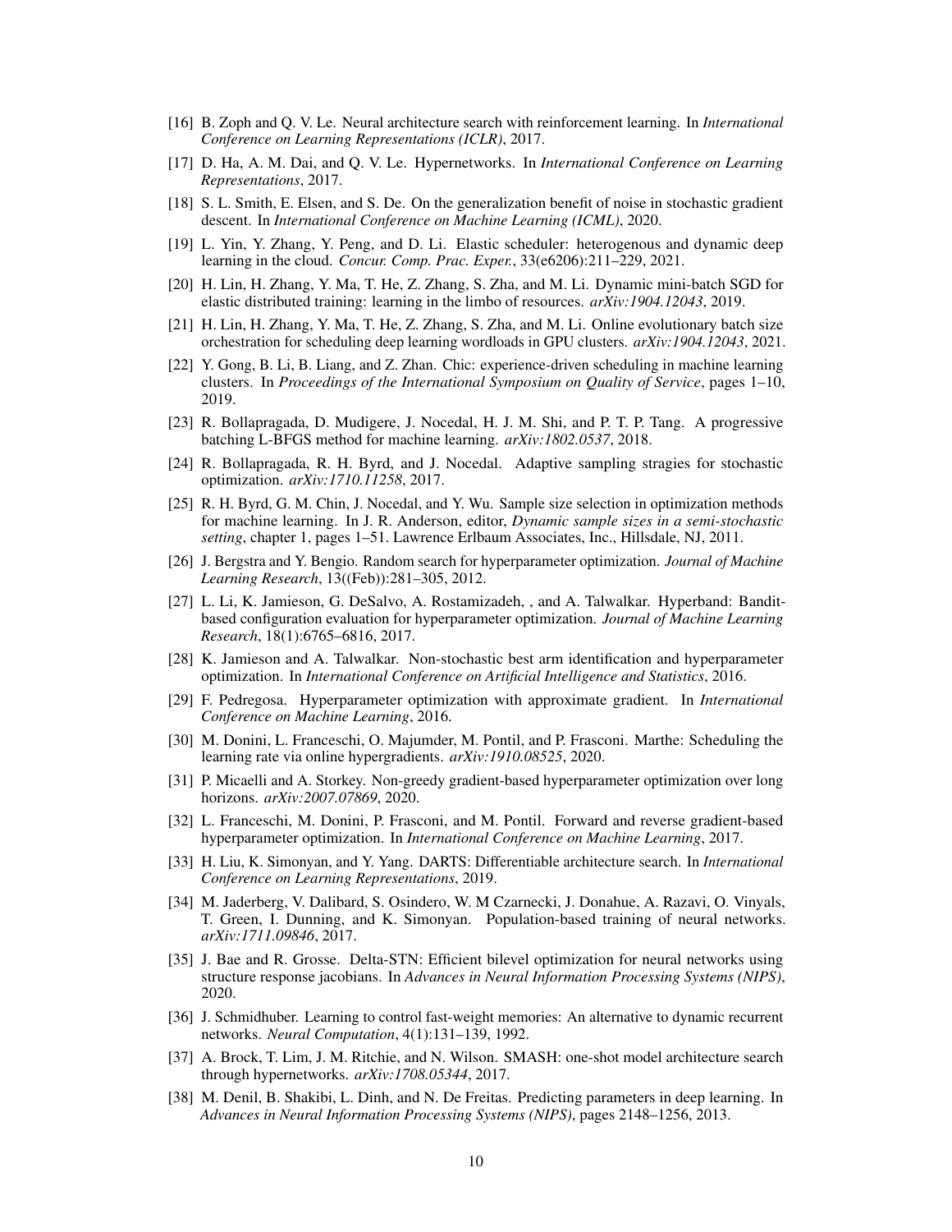[16] B. Zoph and Q. V. Le. Neural architecture search with reinforcement learning. In *International Conference on Learning Representations (ICLR)*, 2017.

[17] D. Ha, A. M. Dai, and Q. V. Le. Hypernetworks. In *International Conference on Learning Representations*, 2017.

[18] S. L. Smith, E. Elsen, and S. De. On the generalization benefit of noise in stochastic gradient descent. In *International Conference on Machine Learning (ICML)*, 2020.

[19] L. Yin, Y. Zhang, Y. Peng, and D. Li. Elastic scheduler: heterogenous and dynamic deep learning in the cloud. *Concur. Comp. Prac. Exper.*, 33(e6206):211–229, 2021.

[20] H. Lin, H. Zhang, Y. Ma, T. He, Z. Zhang, S. Zha, and M. Li. Dynamic mini-batch SGD for elastic distributed training: learning in the limbo of resources. *arXiv:1904.12043*, 2019.

[21] H. Lin, H. Zhang, Y. Ma, T. He, Z. Zhang, S. Zha, and M. Li. Online evolutionary batch size orchestration for scheduling deep learning wordloads in GPU clusters. *arXiv:1904.12043*, 2021.

[22] Y. Gong, B. Li, B. Liang, and Z. Zhan. Chic: experience-driven scheduling in machine learning clusters. In *Proceedings of the International Symposium on Quality of Service*, pages 1–10, 2019.

[23] R. Bollapragada, D. Mudigere, J. Nocedal, H. J. M. Shi, and P. T. P. Tang. A progressive batching L-BFGS method for machine learning. *arXiv:1802.0537*, 2018.

[24] R. Bollapragada, R. H. Byrd, and J. Nocedal. Adaptive sampling stragies for stochastic optimization. *arXiv:1710.11258*, 2017.

[25] R. H. Byrd, G. M. Chin, J. Nocedal, and Y. Wu. Sample size selection in optimization methods for machine learning. In J. R. Anderson, editor, *Dynamic sample sizes in a semi-stochastic setting*, chapter 1, pages 1–51. Lawrence Erlbaum Associates, Inc., Hillsdale, NJ, 2011.

[26] J. Bergstra and Y. Bengio. Random search for hyperparameter optimization. *Journal of Machine Learning Research*, 13((Feb)):281–305, 2012.

[27] L. Li, K. Jamieson, G. DeSalvo, A. Rostamizadeh, , and A. Talwalkar. Hyperband: Bandit-based configuration evaluation for hyperparameter optimization. *Journal of Machine Learning Research*, 18(1):6765–6816, 2017.

[28] K. Jamieson and A. Talwalkar. Non-stochastic best arm identification and hyperparameter optimization. In *International Conference on Artificial Intelligence and Statistics*, 2016.

[29] F. Pedregosa. Hyperparameter optimization with approximate gradient. In *International Conference on Machine Learning*, 2016.

[30] M. Donini, L. Franceschi, O. Majumder, M. Pontil, and P. Frasconi. Marthe: Scheduling the learning rate via online hypergradients. *arXiv:1910.08525*, 2020.

[31] P. Micaelli and A. Storkey. Non-greedy gradient-based hyperparameter optimization over long horizons. *arXiv:2007.07869*, 2020.

[32] L. Franceschi, M. Donini, P. Frasconi, and M. Pontil. Forward and reverse gradient-based hyperparameter optimization. In *International Conference on Machine Learning*, 2017.

[33] H. Liu, K. Simonyan, and Y. Yang. DARTS: Differentiable architecture search. In *International Conference on Learning Representations*, 2019.

[34] M. Jaderberg, V. Dalibard, S. Osindero, W. M Czarnecki, J. Donahue, A. Razavi, O. Vinyals, T. Green, I. Dunning, and K. Simonyan. Population-based training of neural networks. *arXiv:1711.09846*, 2017.

[35] J. Bae and R. Grosse. Delta-STN: Efficient bilevel optimization for neural networks using structure response jacobians. In *Advances in Neural Information Processing Systems (NIPS)*, 2020.

[36] J. Schmidhuber. Learning to control fast-weight memories: An alternative to dynamic recurrent networks. *Neural Computation*, 4(1):131–139, 1992.

[37] A. Brock, T. Lim, J. M. Ritchie, and N. Wilson. SMASH: one-shot model architecture search through hypernetworks. *arXiv:1708.05344*, 2017.

[38] M. Denil, B. Shakibi, L. Dinh, and N. De Freitas. Predicting parameters in deep learning. In *Advances in Neural Information Processing Systems (NIPS)*, pages 2148–1256, 2013.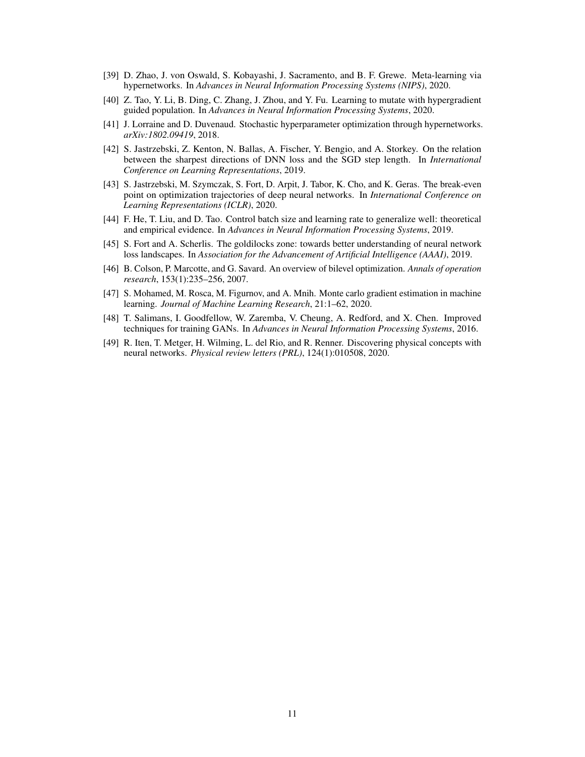[39] D. Zhao, J. von Oswald, S. Kobayashi, J. Sacramento, and B. F. Grewe. Meta-learning via hypernetworks. In *Advances in Neural Information Processing Systems (NIPS)*, 2020.

[40] Z. Tao, Y. Li, B. Ding, C. Zhang, J. Zhou, and Y. Fu. Learning to mutate with hypergradient guided population. In *Advances in Neural Information Processing Systems*, 2020.

[41] J. Lorraine and D. Duvenaud. Stochastic hyperparameter optimization through hypernetworks. *arXiv:1802.09419*, 2018.

[42] S. Jastrzebski, Z. Kenton, N. Ballas, A. Fischer, Y. Bengio, and A. Storkey. On the relation between the sharpest directions of DNN loss and the SGD step length. In *International Conference on Learning Representations*, 2019.

[43] S. Jastrzebski, M. Szymczak, S. Fort, D. Arpit, J. Tabor, K. Cho, and K. Geras. The break-even point on optimization trajectories of deep neural networks. In *International Conference on Learning Representations (ICLR)*, 2020.

[44] F. He, T. Liu, and D. Tao. Control batch size and learning rate to generalize well: theoretical and empirical evidence. In *Advances in Neural Information Processing Systems*, 2019.

[45] S. Fort and A. Scherlis. The goldilocks zone: towards better understanding of neural network loss landscapes. In *Association for the Advancement of Artificial Intelligence (AAAI)*, 2019.

[46] B. Colson, P. Marcotte, and G. Savard. An overview of bilevel optimization. *Annals of operation research*, 153(1):235–256, 2007.

[47] S. Mohamed, M. Rosca, M. Figurnov, and A. Mnih. Monte carlo gradient estimation in machine learning. *Journal of Machine Learning Research*, 21:1–62, 2020.

[48] T. Salimans, I. Goodfellow, W. Zaremba, V. Cheung, A. Redford, and X. Chen. Improved techniques for training GANs. In *Advances in Neural Information Processing Systems*, 2016.

[49] R. Iten, T. Metger, H. Wilming, L. del Rio, and R. Renner. Discovering physical concepts with neural networks. *Physical review letters (PRL)*, 124(1):010508, 2020.